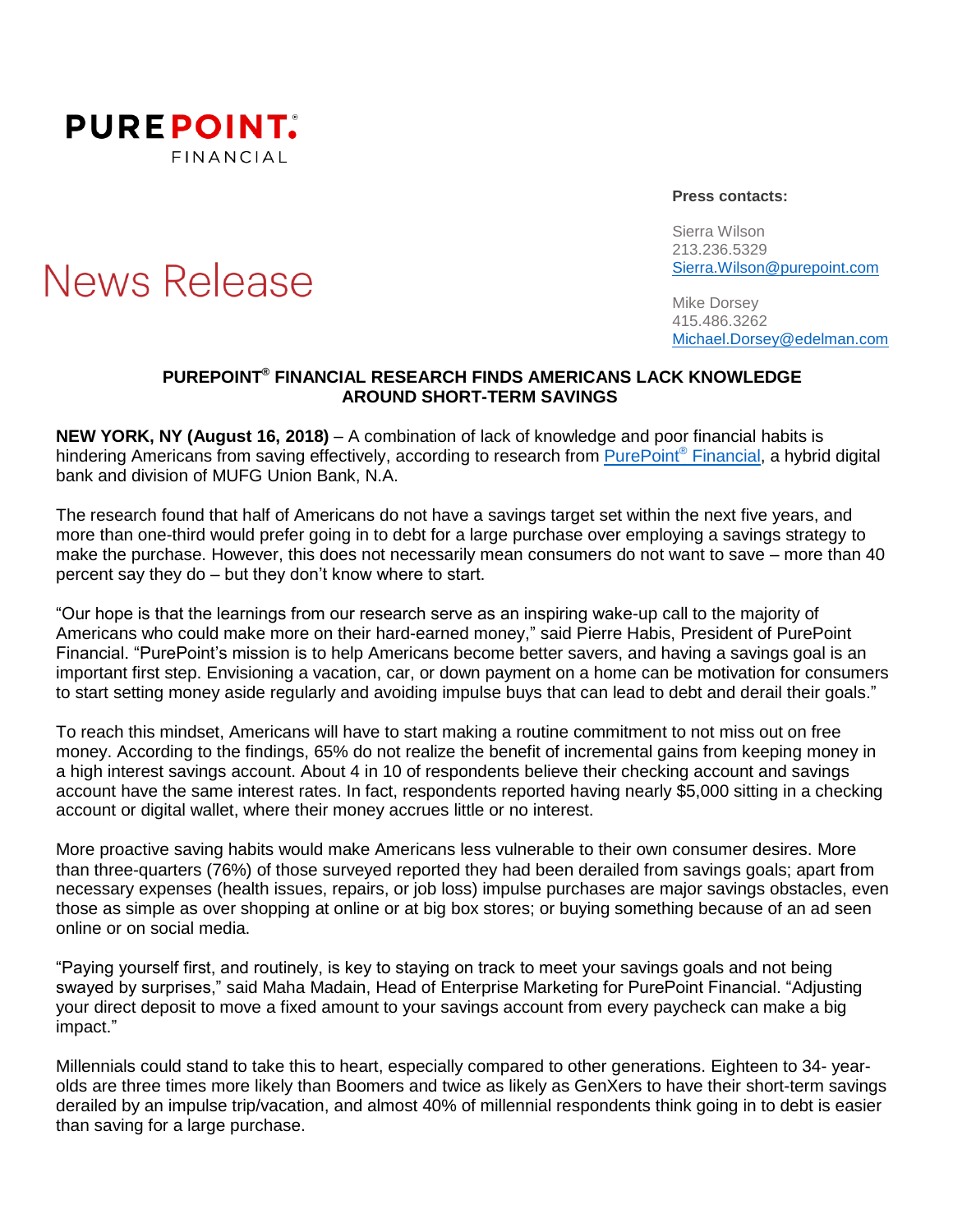**PUREPOINT. FINANCIAL**

# News Release

**Press contacts:**

Sierra Wilson
213.236.5329
Sierra.Wilson@purepoint.com

Mike Dorsey
415.486.3262
Michael.Dorsey@edelman.com

## PUREPOINT® FINANCIAL RESEARCH FINDS AMERICANS LACK KNOWLEDGE AROUND SHORT-TERM SAVINGS

**NEW YORK, NY (August 16, 2018)** – A combination of lack of knowledge and poor financial habits is hindering Americans from saving effectively, according to research from PurePoint® Financial, a hybrid digital bank and division of MUFG Union Bank, N.A.

The research found that half of Americans do not have a savings target set within the next five years, and more than one-third would prefer going in to debt for a large purchase over employing a savings strategy to make the purchase. However, this does not necessarily mean consumers do not want to save – more than 40 percent say they do – but they don't know where to start.

"Our hope is that the learnings from our research serve as an inspiring wake-up call to the majority of Americans who could make more on their hard-earned money," said Pierre Habis, President of PurePoint Financial. "PurePoint's mission is to help Americans become better savers, and having a savings goal is an important first step. Envisioning a vacation, car, or down payment on a home can be motivation for consumers to start setting money aside regularly and avoiding impulse buys that can lead to debt and derail their goals."

To reach this mindset, Americans will have to start making a routine commitment to not miss out on free money. According to the findings, 65% do not realize the benefit of incremental gains from keeping money in a high interest savings account. About 4 in 10 of respondents believe their checking account and savings account have the same interest rates. In fact, respondents reported having nearly $5,000 sitting in a checking account or digital wallet, where their money accrues little or no interest.

More proactive saving habits would make Americans less vulnerable to their own consumer desires. More than three-quarters (76%) of those surveyed reported they had been derailed from savings goals; apart from necessary expenses (health issues, repairs, or job loss) impulse purchases are major savings obstacles, even those as simple as over shopping at online or at big box stores; or buying something because of an ad seen online or on social media.

"Paying yourself first, and routinely, is key to staying on track to meet your savings goals and not being swayed by surprises," said Maha Madain, Head of Enterprise Marketing for PurePoint Financial. "Adjusting your direct deposit to move a fixed amount to your savings account from every paycheck can make a big impact."

Millennials could stand to take this to heart, especially compared to other generations. Eighteen to 34- year-olds are three times more likely than Boomers and twice as likely as GenXers to have their short-term savings derailed by an impulse trip/vacation, and almost 40% of millennial respondents think going in to debt is easier than saving for a large purchase.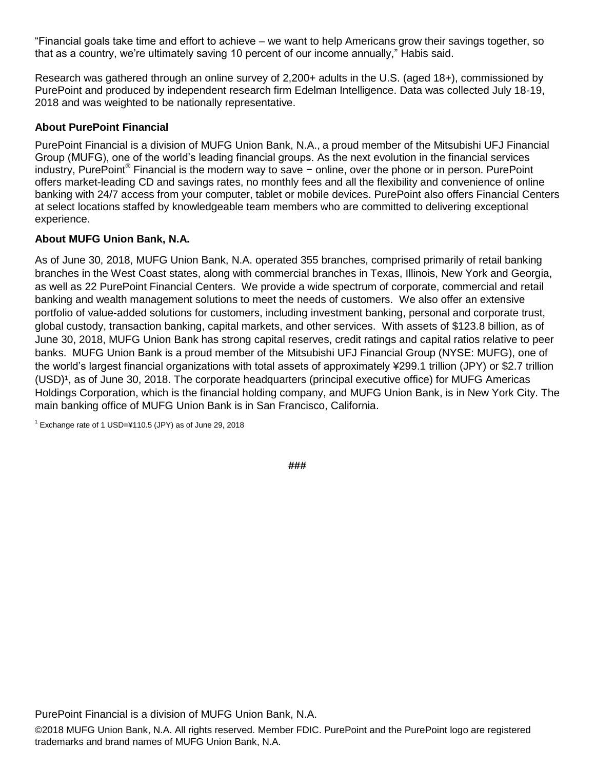"Financial goals take time and effort to achieve – we want to help Americans grow their savings together, so that as a country, we're ultimately saving 10 percent of our income annually," Habis said.

Research was gathered through an online survey of 2,200+ adults in the U.S. (aged 18+), commissioned by PurePoint and produced by independent research firm Edelman Intelligence. Data was collected July 18-19, 2018 and was weighted to be nationally representative.

**About PurePoint Financial**

PurePoint Financial is a division of MUFG Union Bank, N.A., a proud member of the Mitsubishi UFJ Financial Group (MUFG), one of the world's leading financial groups. As the next evolution in the financial services industry, PurePoint® Financial is the modern way to save − online, over the phone or in person. PurePoint offers market-leading CD and savings rates, no monthly fees and all the flexibility and convenience of online banking with 24/7 access from your computer, tablet or mobile devices. PurePoint also offers Financial Centers at select locations staffed by knowledgeable team members who are committed to delivering exceptional experience.

**About MUFG Union Bank, N.A.**

As of June 30, 2018, MUFG Union Bank, N.A. operated 355 branches, comprised primarily of retail banking branches in the West Coast states, along with commercial branches in Texas, Illinois, New York and Georgia, as well as 22 PurePoint Financial Centers. We provide a wide spectrum of corporate, commercial and retail banking and wealth management solutions to meet the needs of customers. We also offer an extensive portfolio of value-added solutions for customers, including investment banking, personal and corporate trust, global custody, transaction banking, capital markets, and other services. With assets of $123.8 billion, as of June 30, 2018, MUFG Union Bank has strong capital reserves, credit ratings and capital ratios relative to peer banks. MUFG Union Bank is a proud member of the Mitsubishi UFJ Financial Group (NYSE: MUFG), one of the world's largest financial organizations with total assets of approximately ¥299.1 trillion (JPY) or $2.7 trillion (USD)[1], as of June 30, 2018. The corporate headquarters (principal executive office) for MUFG Americas Holdings Corporation, which is the financial holding company, and MUFG Union Bank, is in New York City. The main banking office of MUFG Union Bank is in San Francisco, California.

[1] Exchange rate of 1 USD=¥110.5 (JPY) as of June 29, 2018

###

PurePoint Financial is a division of MUFG Union Bank, N.A.

©2018 MUFG Union Bank, N.A. All rights reserved. Member FDIC. PurePoint and the PurePoint logo are registered trademarks and brand names of MUFG Union Bank, N.A.